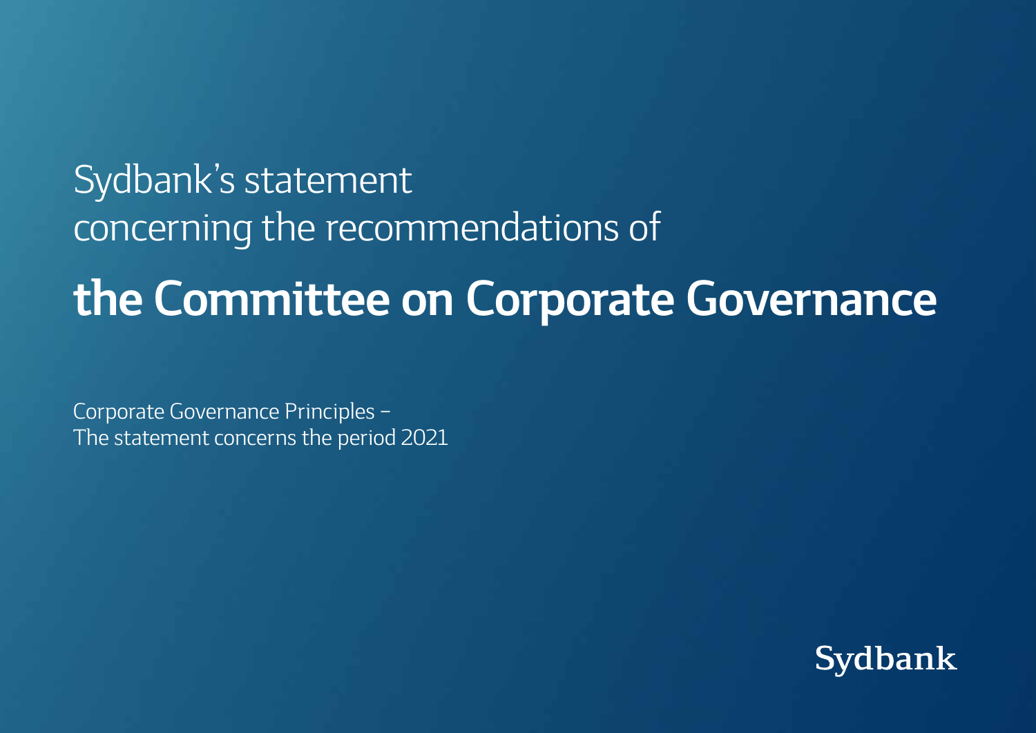# Sydbank's statement concerning the recommendations of **the Committee on Corporate Governance**

Corporate Governance Principles –
The statement concerns the period 2021

Sydbank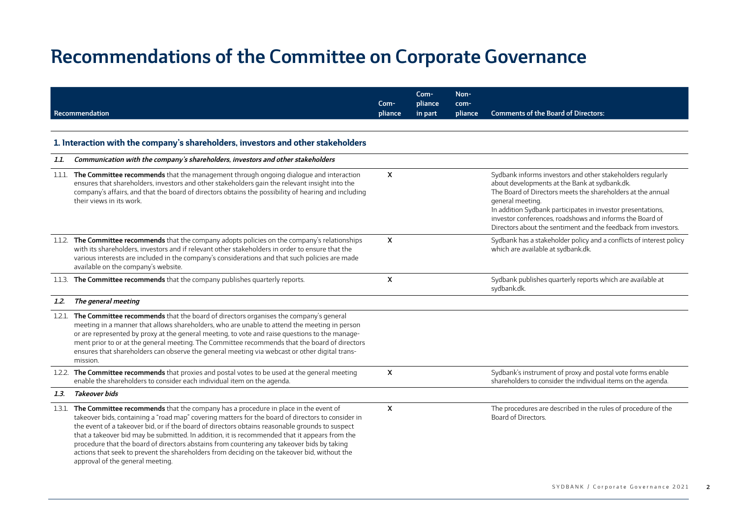# Recommendations of the Committee on Corporate Governance

| Recommendation | Compliance | Compliance in part | Non-compliance | Comments of the Board of Directors: |
|---|---|---|---|---|
| **1. Interaction with the company's shareholders, investors and other stakeholders** | | | | |
| ***1.1. Communication with the company's shareholders, investors and other stakeholders*** | | | | |
| 1.1.1. **The Committee recommends** that the management through ongoing dialogue and interaction ensures that shareholders, investors and other stakeholders gain the relevant insight into the company's affairs, and that the board of directors obtains the possibility of hearing and including their views in its work. | X | | | Sydbank informs investors and other stakeholders regularly about developments at the Bank at sydbank.dk. The Board of Directors meets the shareholders at the annual general meeting. In addition Sydbank participates in investor presentations, investor conferences, roadshows and informs the Board of Directors about the sentiment and the feedback from investors. |
| 1.1.2. **The Committee recommends** that the company adopts policies on the company's relationships with its shareholders, investors and if relevant other stakeholders in order to ensure that the various interests are included in the company's considerations and that such policies are made available on the company's website. | X | | | Sydbank has a stakeholder policy and a conflicts of interest policy which are available at sydbank.dk. |
| 1.1.3. **The Committee recommends** that the company publishes quarterly reports. | X | | | Sydbank publishes quarterly reports which are available at sydbank.dk. |
| ***1.2. The general meeting*** | | | | |
| 1.2.1. **The Committee recommends** that the board of directors organises the company's general meeting in a manner that allows shareholders, who are unable to attend the meeting in person or are represented by proxy at the general meeting, to vote and raise questions to the management prior to or at the general meeting. The Committee recommends that the board of directors ensures that shareholders can observe the general meeting via webcast or other digital transmission. | | | | |
| 1.2.2. **The Committee recommends** that proxies and postal votes to be used at the general meeting enable the shareholders to consider each individual item on the agenda. | X | | | Sydbank's instrument of proxy and postal vote forms enable shareholders to consider the individual items on the agenda. |
| ***1.3. Takeover bids*** | | | | |
| 1.3.1. **The Committee recommends** that the company has a procedure in place in the event of takeover bids, containing a "road map" covering matters for the board of directors to consider in the event of a takeover bid, or if the board of directors obtains reasonable grounds to suspect that a takeover bid may be submitted. In addition, it is recommended that it appears from the procedure that the board of directors abstains from countering any takeover bids by taking actions that seek to prevent the shareholders from deciding on the takeover bid, without the approval of the general meeting. | X | | | The procedures are described in the rules of procedure of the Board of Directors. |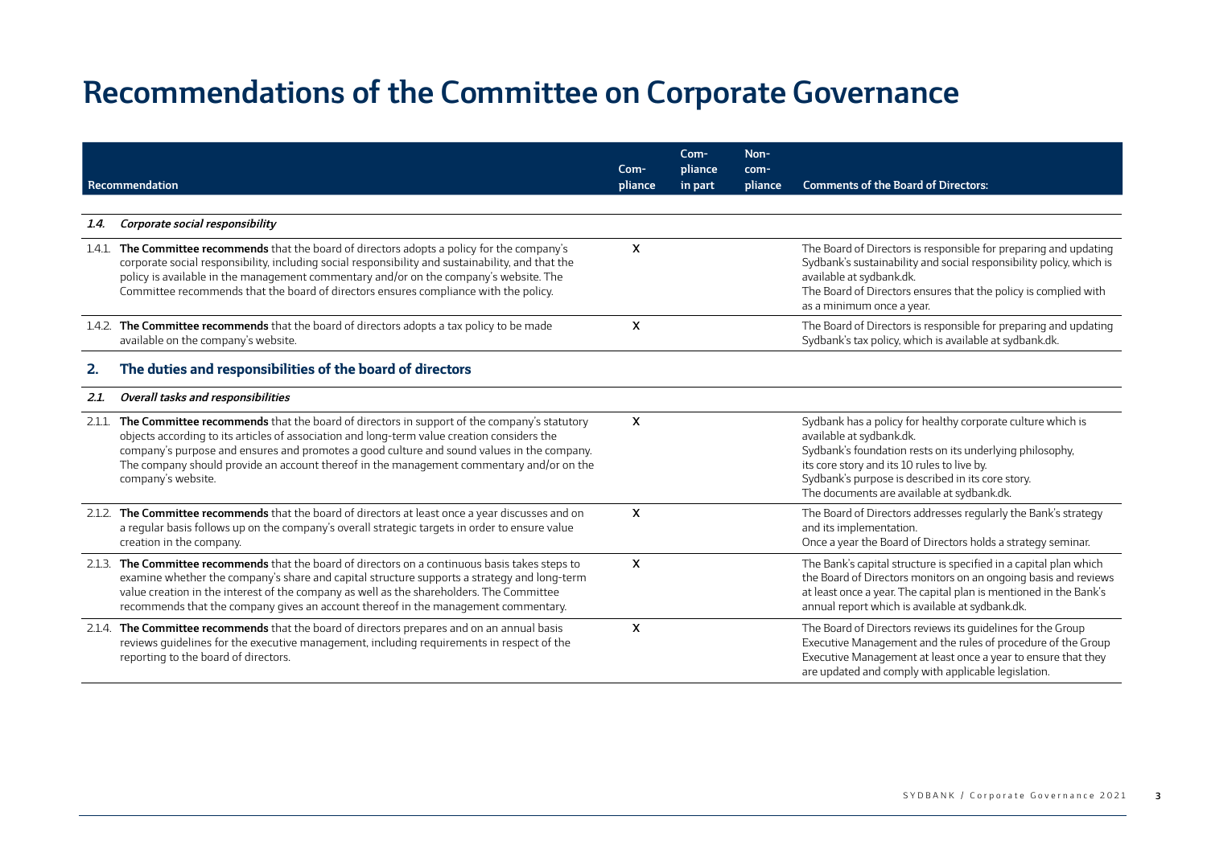# Recommendations of the Committee on Corporate Governance

| Recommendation | Compliance | Compliance in part | Non-compliance | Comments of the Board of Directors: |
|---|---|---|---|---|
| ***1.4. Corporate social responsibility*** | | | | |
| 1.4.1. **The Committee recommends** that the board of directors adopts a policy for the company's corporate social responsibility, including social responsibility and sustainability, and that the policy is available in the management commentary and/or on the company's website. The Committee recommends that the board of directors ensures compliance with the policy. | X | | | The Board of Directors is responsible for preparing and updating Sydbank's sustainability and social responsibility policy, which is available at sydbank.dk. The Board of Directors ensures that the policy is complied with as a minimum once a year. |
| 1.4.2. **The Committee recommends** that the board of directors adopts a tax policy to be made available on the company's website. | X | | | The Board of Directors is responsible for preparing and updating Sydbank's tax policy, which is available at sydbank.dk. |
| **2. The duties and responsibilities of the board of directors** | | | | |
| ***2.1. Overall tasks and responsibilities*** | | | | |
| 2.1.1. **The Committee recommends** that the board of directors in support of the company's statutory objects according to its articles of association and long-term value creation considers the company's purpose and ensures and promotes a good culture and sound values in the company. The company should provide an account thereof in the management commentary and/or on the company's website. | X | | | Sydbank has a policy for healthy corporate culture which is available at sydbank.dk. Sydbank's foundation rests on its underlying philosophy, its core story and its 10 rules to live by. Sydbank's purpose is described in its core story. The documents are available at sydbank.dk. |
| 2.1.2. **The Committee recommends** that the board of directors at least once a year discusses and on a regular basis follows up on the company's overall strategic targets in order to ensure value creation in the company. | X | | | The Board of Directors addresses regularly the Bank's strategy and its implementation. Once a year the Board of Directors holds a strategy seminar. |
| 2.1.3. **The Committee recommends** that the board of directors on a continuous basis takes steps to examine whether the company's share and capital structure supports a strategy and long-term value creation in the interest of the company as well as the shareholders. The Committee recommends that the company gives an account thereof in the management commentary. | X | | | The Bank's capital structure is specified in a capital plan which the Board of Directors monitors on an ongoing basis and reviews at least once a year. The capital plan is mentioned in the Bank's annual report which is available at sydbank.dk. |
| 2.1.4. **The Committee recommends** that the board of directors prepares and on an annual basis reviews guidelines for the executive management, including requirements in respect of the reporting to the board of directors. | X | | | The Board of Directors reviews its guidelines for the Group Executive Management and the rules of procedure of the Group Executive Management at least once a year to ensure that they are updated and comply with applicable legislation. |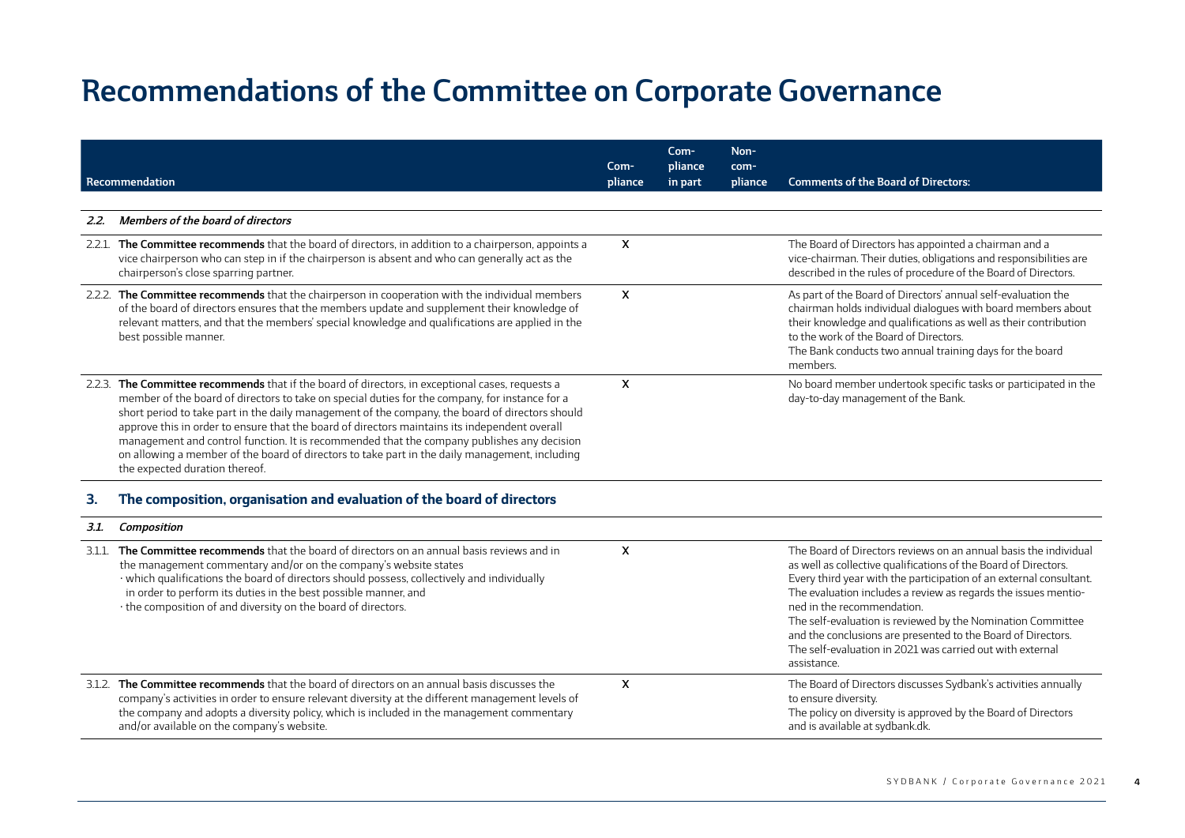# Recommendations of the Committee on Corporate Governance

| Recommendation | Compliance | Compliance in part | Non-compliance | Comments of the Board of Directors: |
|---|---|---|---|---|
| ***2.2. Members of the board of directors*** | | | | |
| 2.2.1. **The Committee recommends** that the board of directors, in addition to a chairperson, appoints a vice chairperson who can step in if the chairperson is absent and who can generally act as the chairperson's close sparring partner. | X | | | The Board of Directors has appointed a chairman and a vice-chairman. Their duties, obligations and responsibilities are described in the rules of procedure of the Board of Directors. |
| 2.2.2. **The Committee recommends** that the chairperson in cooperation with the individual members of the board of directors ensures that the members update and supplement their knowledge of relevant matters, and that the members' special knowledge and qualifications are applied in the best possible manner. | X | | | As part of the Board of Directors' annual self-evaluation the chairman holds individual dialogues with board members about their knowledge and qualifications as well as their contribution to the work of the Board of Directors. The Bank conducts two annual training days for the board members. |
| 2.2.3. **The Committee recommends** that if the board of directors, in exceptional cases, requests a member of the board of directors to take on special duties for the company, for instance for a short period to take part in the daily management of the company, the board of directors should approve this in order to ensure that the board of directors maintains its independent overall management and control function. It is recommended that the company publishes any decision on allowing a member of the board of directors to take part in the daily management, including the expected duration thereof. | X | | | No board member undertook specific tasks or participated in the day-to-day management of the Bank. |
| **3. The composition, organisation and evaluation of the board of directors** | | | | |
| ***3.1. Composition*** | | | | |
| 3.1.1. **The Committee recommends** that the board of directors on an annual basis reviews and in the management commentary and/or on the company's website states<br>· which qualifications the board of directors should possess, collectively and individually in order to perform its duties in the best possible manner, and<br>· the composition of and diversity on the board of directors. | X | | | The Board of Directors reviews on an annual basis the individual as well as collective qualifications of the Board of Directors. Every third year with the participation of an external consultant. The evaluation includes a review as regards the issues mentioned in the recommendation. The self-evaluation is reviewed by the Nomination Committee and the conclusions are presented to the Board of Directors. The self-evaluation in 2021 was carried out with external assistance. |
| 3.1.2. **The Committee recommends** that the board of directors on an annual basis discusses the company's activities in order to ensure relevant diversity at the different management levels of the company and adopts a diversity policy, which is included in the management commentary and/or available on the company's website. | X | | | The Board of Directors discusses Sydbank's activities annually to ensure diversity. The policy on diversity is approved by the Board of Directors and is available at sydbank.dk. |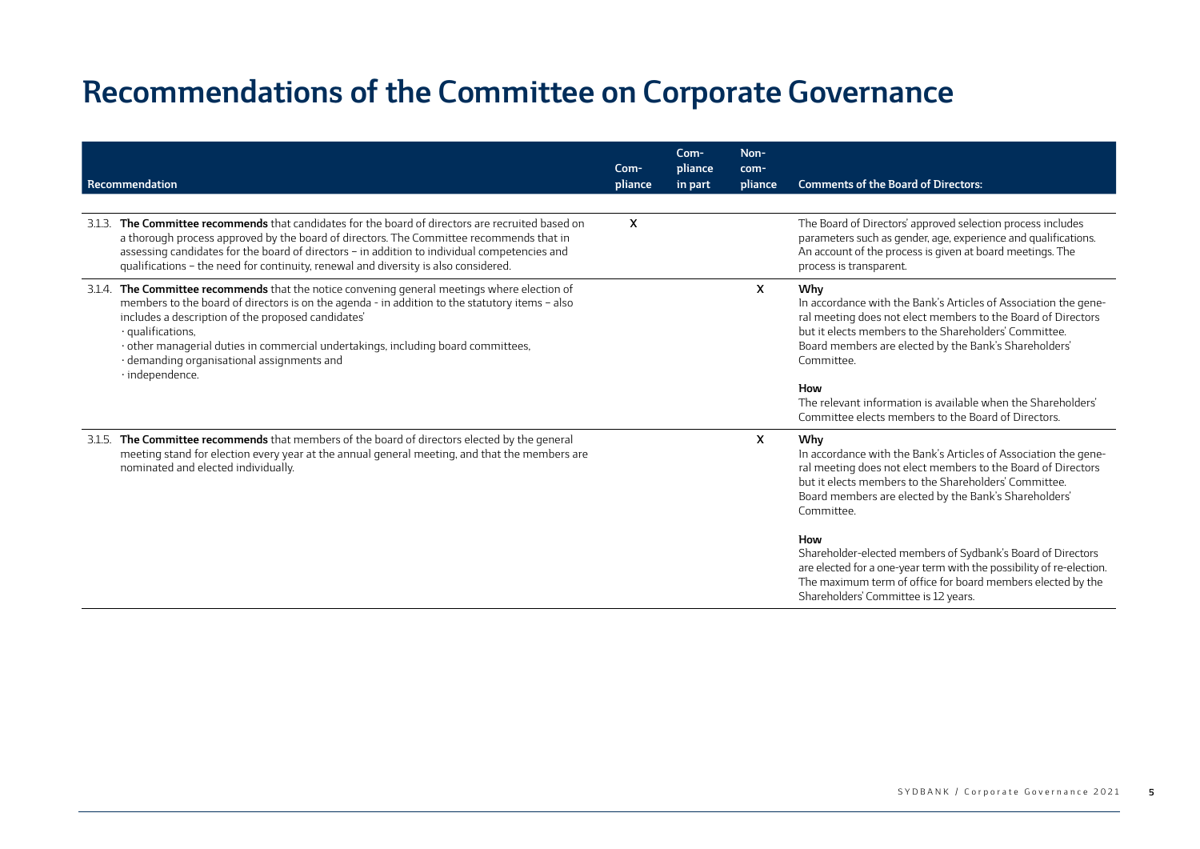# Recommendations of the Committee on Corporate Governance

| Recommendation | Compliance | Compliance in part | Non-compliance | Comments of the Board of Directors: |
|---|---|---|---|---|
| 3.1.3. **The Committee recommends** that candidates for the board of directors are recruited based on a thorough process approved by the board of directors. The Committee recommends that in assessing candidates for the board of directors – in addition to individual competencies and qualifications – the need for continuity, renewal and diversity is also considered. | X | | | The Board of Directors' approved selection process includes parameters such as gender, age, experience and qualifications. An account of the process is given at board meetings. The process is transparent. |
| 3.1.4. **The Committee recommends** that the notice convening general meetings where election of members to the board of directors is on the agenda - in addition to the statutory items – also includes a description of the proposed candidates'<br>· qualifications,<br>· other managerial duties in commercial undertakings, including board committees,<br>· demanding organisational assignments and<br>· independence. | | | X | **Why**<br>In accordance with the Bank's Articles of Association the general meeting does not elect members to the Board of Directors but it elects members to the Shareholders' Committee. Board members are elected by the Bank's Shareholders' Committee.<br><br>**How**<br>The relevant information is available when the Shareholders' Committee elects members to the Board of Directors. |
| 3.1.5. **The Committee recommends** that members of the board of directors elected by the general meeting stand for election every year at the annual general meeting, and that the members are nominated and elected individually. | | | X | **Why**<br>In accordance with the Bank's Articles of Association the general meeting does not elect members to the Board of Directors but it elects members to the Shareholders' Committee. Board members are elected by the Bank's Shareholders' Committee.<br><br>**How**<br>Shareholder-elected members of Sydbank's Board of Directors are elected for a one-year term with the possibility of re-election. The maximum term of office for board members elected by the Shareholders' Committee is 12 years. |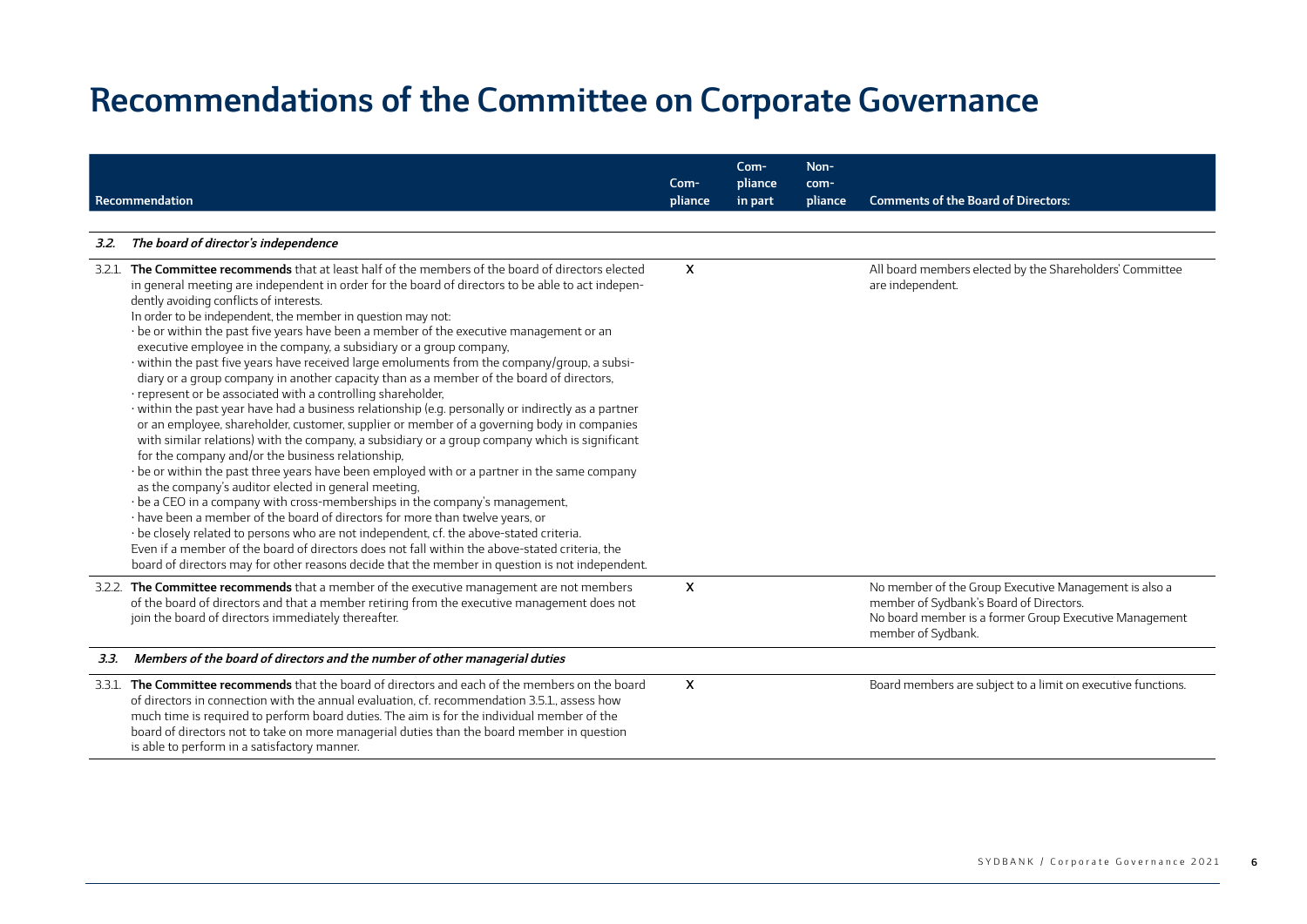# Recommendations of the Committee on Corporate Governance

| Recommendation | Compliance | Compliance in part | Non-compliance | Comments of the Board of Directors: |
|---|---|---|---|---|
| ***3.2. The board of director's independence*** | | | | |
| 3.2.1. **The Committee recommends** that at least half of the members of the board of directors elected in general meeting are independent in order for the board of directors to be able to act independently avoiding conflicts of interests.<br>In order to be independent, the member in question may not:<br>· be or within the past five years have been a member of the executive management or an executive employee in the company, a subsidiary or a group company,<br>· within the past five years have received large emoluments from the company/group, a subsidiary or a group company in another capacity than as a member of the board of directors,<br>· represent or be associated with a controlling shareholder,<br>· within the past year have had a business relationship (e.g. personally or indirectly as a partner or an employee, shareholder, customer, supplier or member of a governing body in companies with similar relations) with the company, a subsidiary or a group company which is significant for the company and/or the business relationship,<br>· be or within the past three years have been employed with or a partner in the same company as the company's auditor elected in general meeting,<br>· be a CEO in a company with cross-memberships in the company's management,<br>· have been a member of the board of directors for more than twelve years, or<br>· be closely related to persons who are not independent, cf. the above-stated criteria.<br>Even if a member of the board of directors does not fall within the above-stated criteria, the board of directors may for other reasons decide that the member in question is not independent. | X | | | All board members elected by the Shareholders' Committee are independent. |
| 3.2.2. **The Committee recommends** that a member of the executive management are not members of the board of directors and that a member retiring from the executive management does not join the board of directors immediately thereafter. | X | | | No member of the Group Executive Management is also a member of Sydbank's Board of Directors.<br>No board member is a former Group Executive Management member of Sydbank. |
| ***3.3. Members of the board of directors and the number of other managerial duties*** | | | | |
| 3.3.1. **The Committee recommends** that the board of directors and each of the members on the board of directors in connection with the annual evaluation, cf. recommendation 3.5.1., assess how much time is required to perform board duties. The aim is for the individual member of the board of directors not to take on more managerial duties than the board member in question is able to perform in a satisfactory manner. | X | | | Board members are subject to a limit on executive functions. |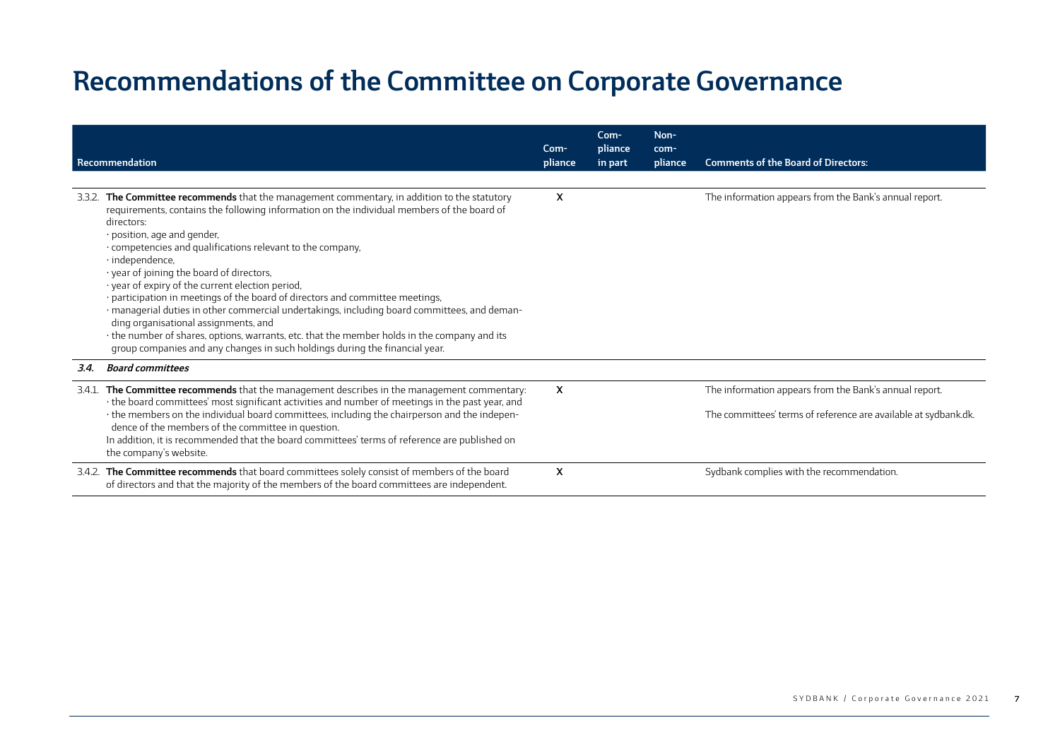# Recommendations of the Committee on Corporate Governance

| Recommendation | Compliance | Compliance in part | Non-compliance | Comments of the Board of Directors: |
|---|---|---|---|---|
| 3.3.2. **The Committee recommends** that the management commentary, in addition to the statutory requirements, contains the following information on the individual members of the board of directors:<br>· position, age and gender,<br>· competencies and qualifications relevant to the company,<br>· independence,<br>· year of joining the board of directors,<br>· year of expiry of the current election period,<br>· participation in meetings of the board of directors and committee meetings,<br>· managerial duties in other commercial undertakings, including board committees, and demanding organisational assignments, and<br>· the number of shares, options, warrants, etc. that the member holds in the company and its group companies and any changes in such holdings during the financial year. | X | | | The information appears from the Bank's annual report. |
| ***3.4. Board committees*** | | | | |
| 3.4.1. **The Committee recommends** that the management describes in the management commentary:<br>· the board committees' most significant activities and number of meetings in the past year, and<br>· the members on the individual board committees, including the chairperson and the independence of the members of the committee in question.<br>In addition, it is recommended that the board committees' terms of reference are published on the company's website. | X | | | The information appears from the Bank's annual report.<br><br>The committees' terms of reference are available at sydbank.dk. |
| 3.4.2. **The Committee recommends** that board committees solely consist of members of the board of directors and that the majority of the members of the board committees are independent. | X | | | Sydbank complies with the recommendation. |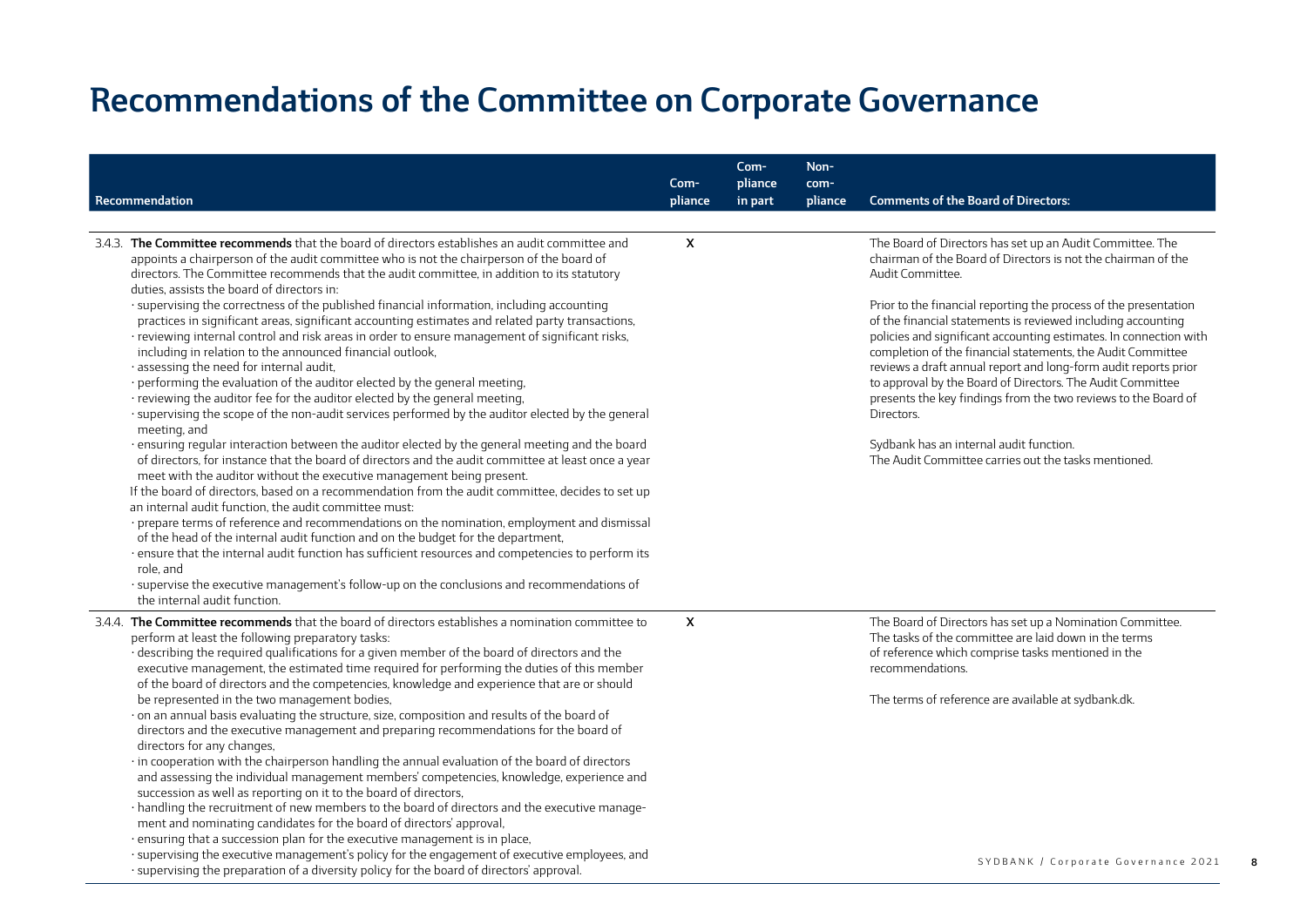# Recommendations of the Committee on Corporate Governance

| Recommendation | Compliance | Compliance in part | Non-compliance | Comments of the Board of Directors: |
|---|---|---|---|---|
| 3.4.3. **The Committee recommends** that the board of directors establishes an audit committee and appoints a chairperson of the audit committee who is not the chairperson of the board of directors. The Committee recommends that the audit committee, in addition to its statutory duties, assists the board of directors in:<br>· supervising the correctness of the published financial information, including accounting practices in significant areas, significant accounting estimates and related party transactions,<br>· reviewing internal control and risk areas in order to ensure management of significant risks, including in relation to the announced financial outlook,<br>· assessing the need for internal audit,<br>· performing the evaluation of the auditor elected by the general meeting,<br>· reviewing the auditor fee for the auditor elected by the general meeting,<br>· supervising the scope of the non-audit services performed by the auditor elected by the general meeting, and<br>· ensuring regular interaction between the auditor elected by the general meeting and the board of directors, for instance that the board of directors and the audit committee at least once a year meet with the auditor without the executive management being present.<br>If the board of directors, based on a recommendation from the audit committee, decides to set up an internal audit function, the audit committee must:<br>· prepare terms of reference and recommendations on the nomination, employment and dismissal of the head of the internal audit function and on the budget for the department,<br>· ensure that the internal audit function has sufficient resources and competencies to perform its role, and<br>· supervise the executive management's follow-up on the conclusions and recommendations of the internal audit function. | X | | | The Board of Directors has set up an Audit Committee. The chairman of the Board of Directors is not the chairman of the Audit Committee.<br><br>Prior to the financial reporting the process of the presentation of the financial statements is reviewed including accounting policies and significant accounting estimates. In connection with completion of the financial statements, the Audit Committee reviews a draft annual report and long-form audit reports prior to approval by the Board of Directors. The Audit Committee presents the key findings from the two reviews to the Board of Directors.<br><br>Sydbank has an internal audit function.<br>The Audit Committee carries out the tasks mentioned. |
| 3.4.4. **The Committee recommends** that the board of directors establishes a nomination committee to perform at least the following preparatory tasks:<br>· describing the required qualifications for a given member of the board of directors and the executive management, the estimated time required for performing the duties of this member of the board of directors and the competencies, knowledge and experience that are or should be represented in the two management bodies,<br>· on an annual basis evaluating the structure, size, composition and results of the board of directors and the executive management and preparing recommendations for the board of directors for any changes,<br>· in cooperation with the chairperson handling the annual evaluation of the board of directors and assessing the individual management members' competencies, knowledge, experience and succession as well as reporting on it to the board of directors,<br>· handling the recruitment of new members to the board of directors and the executive management and nominating candidates for the board of directors' approval,<br>· ensuring that a succession plan for the executive management is in place,<br>· supervising the executive management's policy for the engagement of executive employees, and<br>· supervising the preparation of a diversity policy for the board of directors' approval. | X | | | The Board of Directors has set up a Nomination Committee. The tasks of the committee are laid down in the terms of reference which comprise tasks mentioned in the recommendations.<br><br>The terms of reference are available at sydbank.dk. |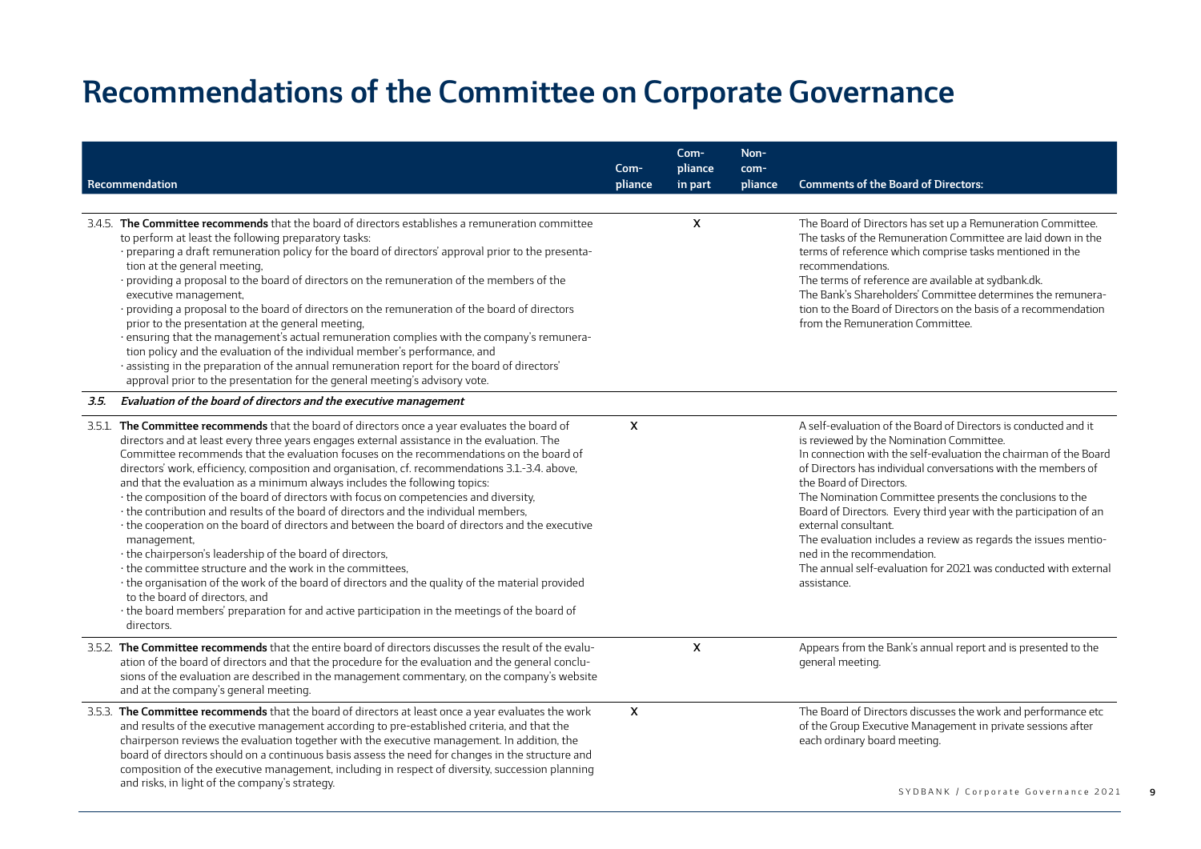# Recommendations of the Committee on Corporate Governance

| Recommendation | Compliance | Compliance in part | Non-compliance | Comments of the Board of Directors: |
|---|---|---|---|---|
| 3.4.5. **The Committee recommends** that the board of directors establishes a remuneration committee to perform at least the following preparatory tasks:<br>· preparing a draft remuneration policy for the board of directors' approval prior to the presentation at the general meeting,<br>· providing a proposal to the board of directors on the remuneration of the members of the executive management,<br>· providing a proposal to the board of directors on the remuneration of the board of directors prior to the presentation at the general meeting,<br>· ensuring that the management's actual remuneration complies with the company's remuneration policy and the evaluation of the individual member's performance, and<br>· assisting in the preparation of the annual remuneration report for the board of directors' approval prior to the presentation for the general meeting's advisory vote. | | X | | The Board of Directors has set up a Remuneration Committee. The tasks of the Remuneration Committee are laid down in the terms of reference which comprise tasks mentioned in the recommendations.<br>The terms of reference are available at sydbank.dk.<br>The Bank's Shareholders' Committee determines the remuneration to the Board of Directors on the basis of a recommendation from the Remuneration Committee. |
| ***3.5. Evaluation of the board of directors and the executive management*** | | | | |
| 3.5.1. **The Committee recommends** that the board of directors once a year evaluates the board of directors and at least every three years engages external assistance in the evaluation. The Committee recommends that the evaluation focuses on the recommendations on the board of directors' work, efficiency, composition and organisation, cf. recommendations 3.1.-3.4. above, and that the evaluation as a minimum always includes the following topics:<br>· the composition of the board of directors with focus on competencies and diversity,<br>· the contribution and results of the board of directors and the individual members,<br>· the cooperation on the board of directors and between the board of directors and the executive management,<br>· the chairperson's leadership of the board of directors,<br>· the committee structure and the work in the committees,<br>· the organisation of the work of the board of directors and the quality of the material provided to the board of directors, and<br>· the board members' preparation for and active participation in the meetings of the board of directors. | X | | | A self-evaluation of the Board of Directors is conducted and it is reviewed by the Nomination Committee.<br>In connection with the self-evaluation the chairman of the Board of Directors has individual conversations with the members of the Board of Directors.<br>The Nomination Committee presents the conclusions to the Board of Directors. Every third year with the participation of an external consultant.<br>The evaluation includes a review as regards the issues mentioned in the recommendation.<br>The annual self-evaluation for 2021 was conducted with external assistance. |
| 3.5.2. **The Committee recommends** that the entire board of directors discusses the result of the evaluation of the board of directors and that the procedure for the evaluation and the general conclusions of the evaluation are described in the management commentary, on the company's website and at the company's general meeting. | | X | | Appears from the Bank's annual report and is presented to the general meeting. |
| 3.5.3. **The Committee recommends** that the board of directors at least once a year evaluates the work and results of the executive management according to pre-established criteria, and that the chairperson reviews the evaluation together with the executive management. In addition, the board of directors should on a continuous basis assess the need for changes in the structure and composition of the executive management, including in respect of diversity, succession planning and risks, in light of the company's strategy. | X | | | The Board of Directors discusses the work and performance etc of the Group Executive Management in private sessions after each ordinary board meeting. |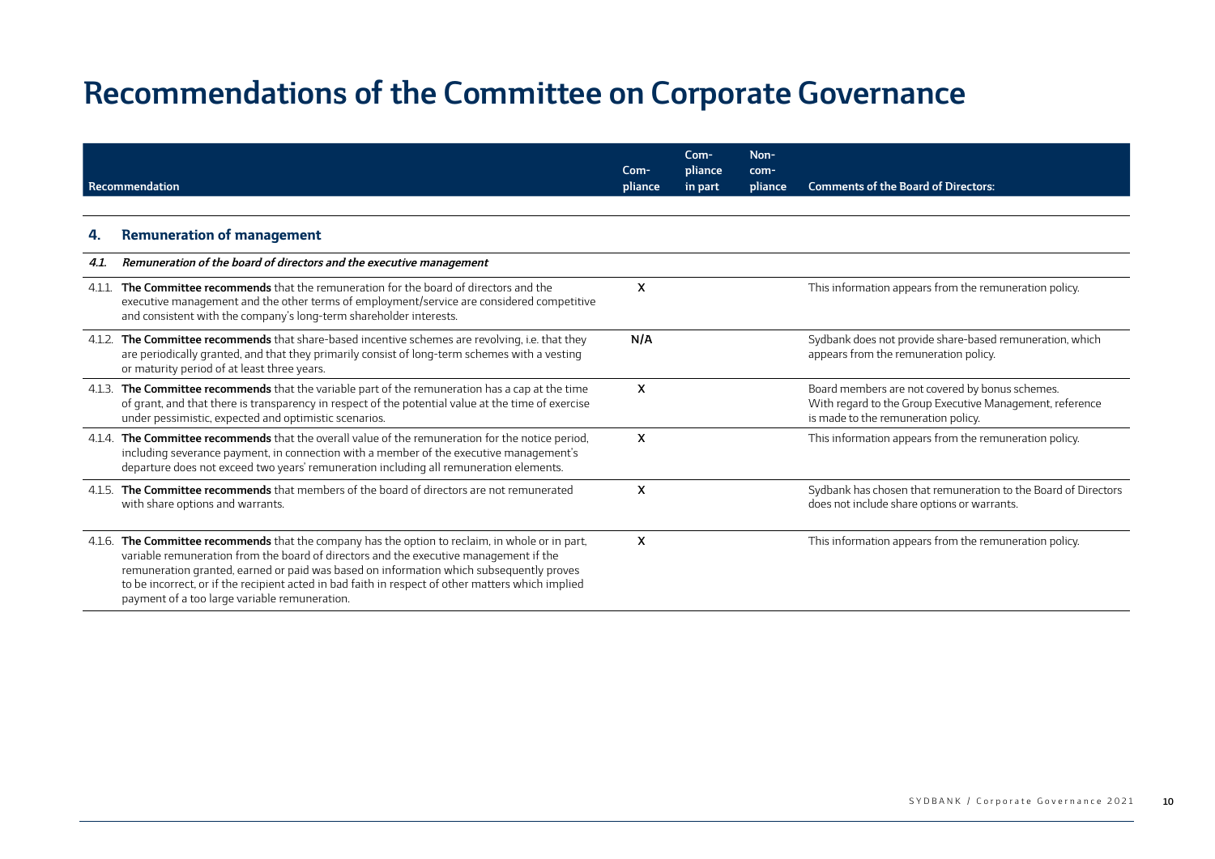# Recommendations of the Committee on Corporate Governance

| Recommendation | Compliance | Compliance in part | Non-compliance | Comments of the Board of Directors: |
|---|---|---|---|---|
| **4. Remuneration of management** | | | | |
| ***4.1. Remuneration of the board of directors and the executive management*** | | | | |
| 4.1.1. **The Committee recommends** that the remuneration for the board of directors and the executive management and the other terms of employment/service are considered competitive and consistent with the company's long-term shareholder interests. | X | | | This information appears from the remuneration policy. |
| 4.1.2. **The Committee recommends** that share-based incentive schemes are revolving, i.e. that they are periodically granted, and that they primarily consist of long-term schemes with a vesting or maturity period of at least three years. | N/A | | | Sydbank does not provide share-based remuneration, which appears from the remuneration policy. |
| 4.1.3. **The Committee recommends** that the variable part of the remuneration has a cap at the time of grant, and that there is transparency in respect of the potential value at the time of exercise under pessimistic, expected and optimistic scenarios. | X | | | Board members are not covered by bonus schemes. With regard to the Group Executive Management, reference is made to the remuneration policy. |
| 4.1.4. **The Committee recommends** that the overall value of the remuneration for the notice period, including severance payment, in connection with a member of the executive management's departure does not exceed two years' remuneration including all remuneration elements. | X | | | This information appears from the remuneration policy. |
| 4.1.5. **The Committee recommends** that members of the board of directors are not remunerated with share options and warrants. | X | | | Sydbank has chosen that remuneration to the Board of Directors does not include share options or warrants. |
| 4.1.6. **The Committee recommends** that the company has the option to reclaim, in whole or in part, variable remuneration from the board of directors and the executive management if the remuneration granted, earned or paid was based on information which subsequently proves to be incorrect, or if the recipient acted in bad faith in respect of other matters which implied payment of a too large variable remuneration. | X | | | This information appears from the remuneration policy. |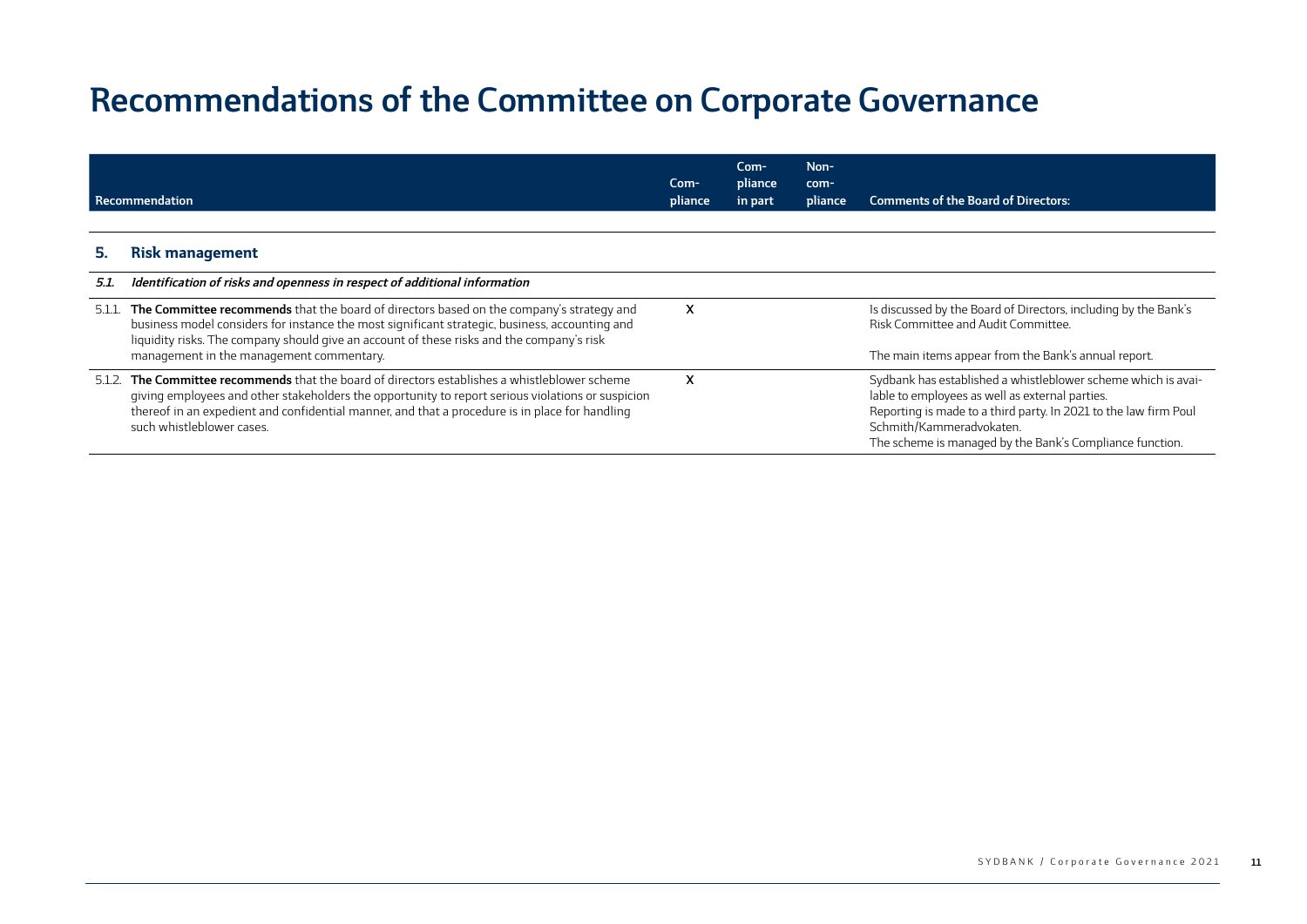# Recommendations of the Committee on Corporate Governance

| Recommendation | Compliance | Compliance in part | Non-compliance | Comments of the Board of Directors: |
|---|---|---|---|---|
| **5. Risk management** | | | | |
| ***5.1. Identification of risks and openness in respect of additional information*** | | | | |
| 5.1.1. **The Committee recommends** that the board of directors based on the company's strategy and business model considers for instance the most significant strategic, business, accounting and liquidity risks. The company should give an account of these risks and the company's risk management in the management commentary. | X | | | Is discussed by the Board of Directors, including by the Bank's Risk Committee and Audit Committee.<br><br>The main items appear from the Bank's annual report. |
| 5.1.2. **The Committee recommends** that the board of directors establishes a whistleblower scheme giving employees and other stakeholders the opportunity to report serious violations or suspicion thereof in an expedient and confidential manner, and that a procedure is in place for handling such whistleblower cases. | X | | | Sydbank has established a whistleblower scheme which is available to employees as well as external parties.<br>Reporting is made to a third party. In 2021 to the law firm Poul Schmith/Kammeradvokaten.<br>The scheme is managed by the Bank's Compliance function. |